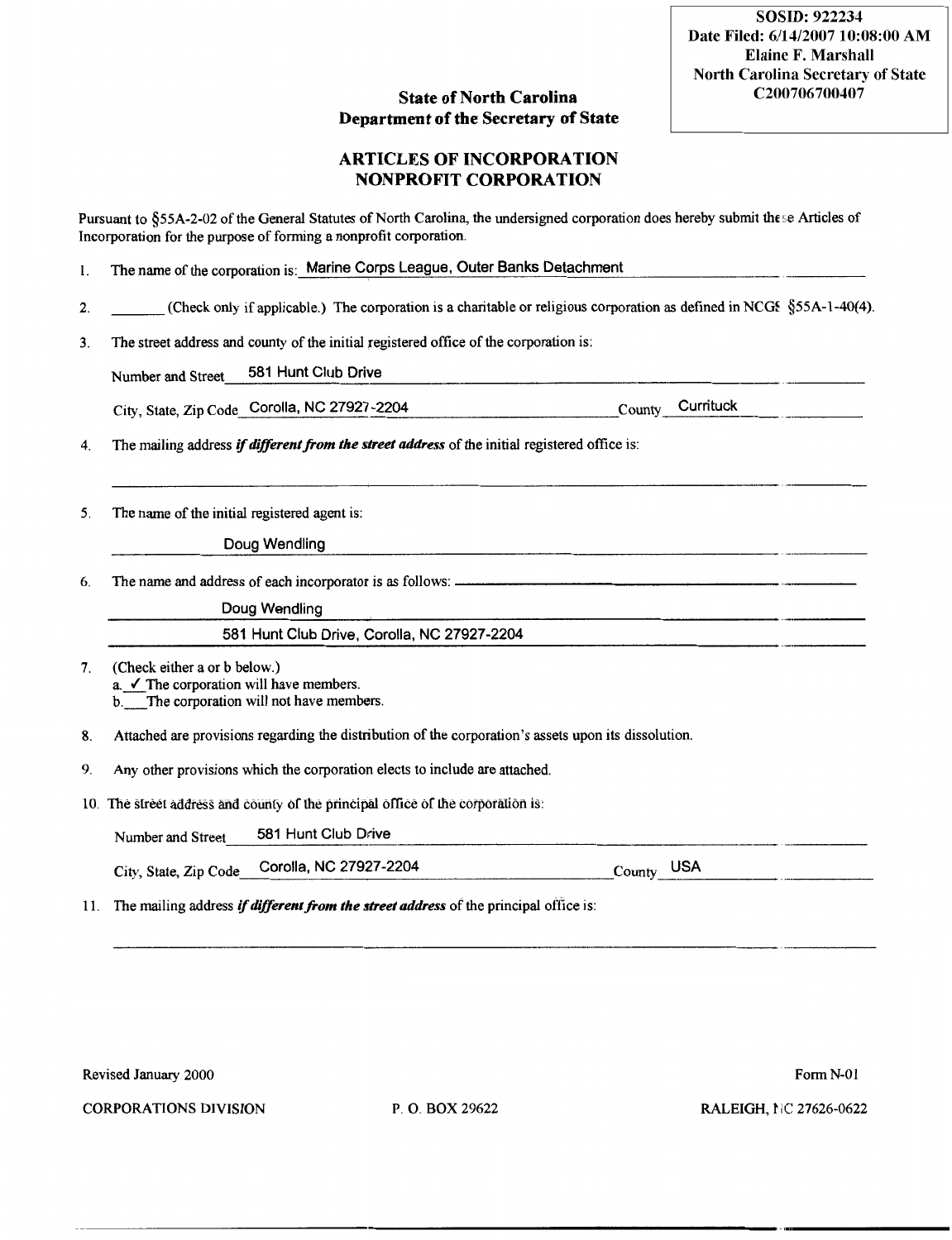SOSID: 922234
Date Filed: 6/14/2007 10:08:00 AM
Elaine F. Marshall
North Carolina Secretary of State
C200706700407

## State of North Carolina
## Department of the Secretary of State

# ARTICLES OF INCORPORATION
# NONPROFIT CORPORATION

Pursuant to §55A-2-02 of the General Statutes of North Carolina, the undersigned corporation does hereby submit these Articles of Incorporation for the purpose of forming a nonprofit corporation.

1. The name of the corporation is: Marine Corps League, Outer Banks Detachment

2. _______ (Check only if applicable.) The corporation is a charitable or religious corporation as defined in NCGS §55A-1-40(4).

3. The street address and county of the initial registered office of the corporation is:

   Number and Street 581 Hunt Club Drive

   City, State, Zip Code Corolla, NC 27927-2204 County Currituck

4. The mailing address *if different from the street address* of the initial registered office is:

   _______________________________

5. The name of the initial registered agent is:

   Doug Wendling

6. The name and address of each incorporator is as follows:

   Doug Wendling

   581 Hunt Club Drive, Corolla, NC 27927-2204

7. (Check either a or b below.)
   a. ✓ The corporation will have members.
   b. ___ The corporation will not have members.

8. Attached are provisions regarding the distribution of the corporation's assets upon its dissolution.

9. Any other provisions which the corporation elects to include are attached.

10. The street address and county of the principal office of the corporation is:

    Number and Street 581 Hunt Club Drive

    City, State, Zip Code Corolla, NC 27927-2204 County USA

11. The mailing address *if different from the street address* of the principal office is:

    _______________________________

Revised January 2000 Form N-01

CORPORATIONS DIVISION P. O. BOX 29622 RALEIGH, NC 27626-0622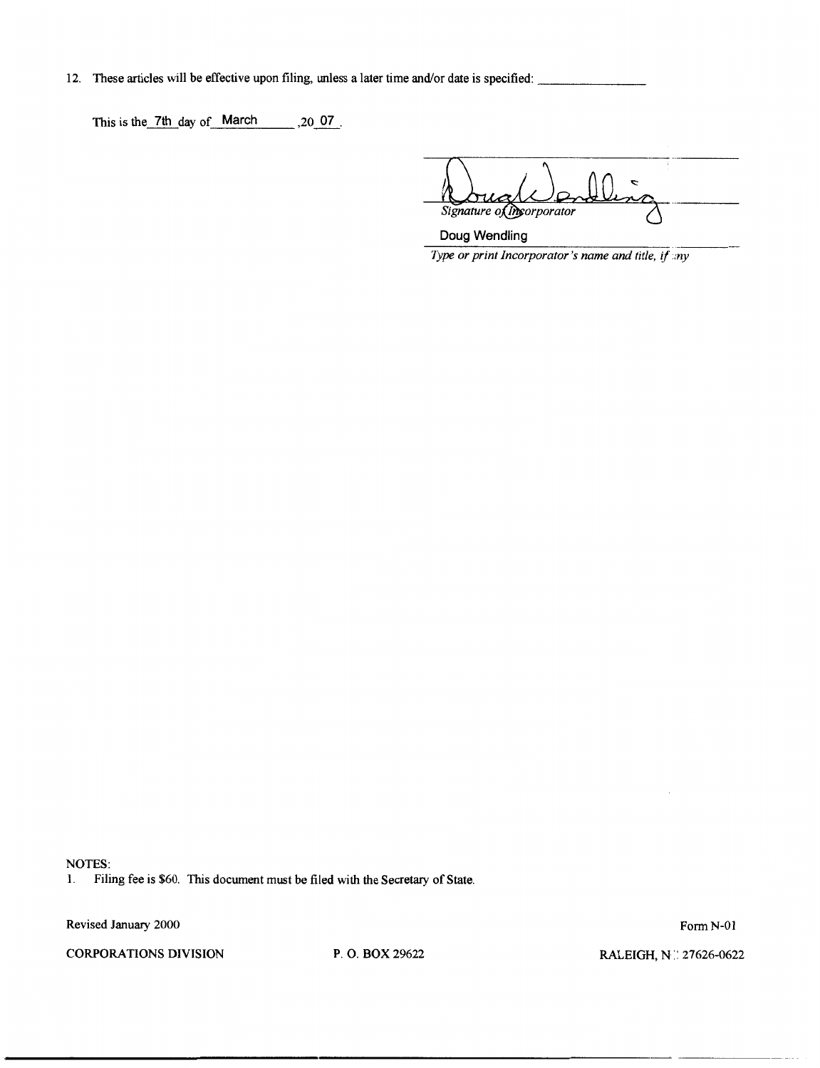12. These articles will be effective upon filing, unless a later time and/or date is specified: ________________

This is the 7th day of March, 20 07.

_______________________________
*Signature of Incorporator*

Doug Wendling
_______________________________
*Type or print Incorporator's name and title, if any*

NOTES:
1. Filing fee is $60. This document must be filed with the Secretary of State.

Revised January 2000

Form N-01

CORPORATIONS DIVISION    P. O. BOX 29622    RALEIGH, NC 27626-0622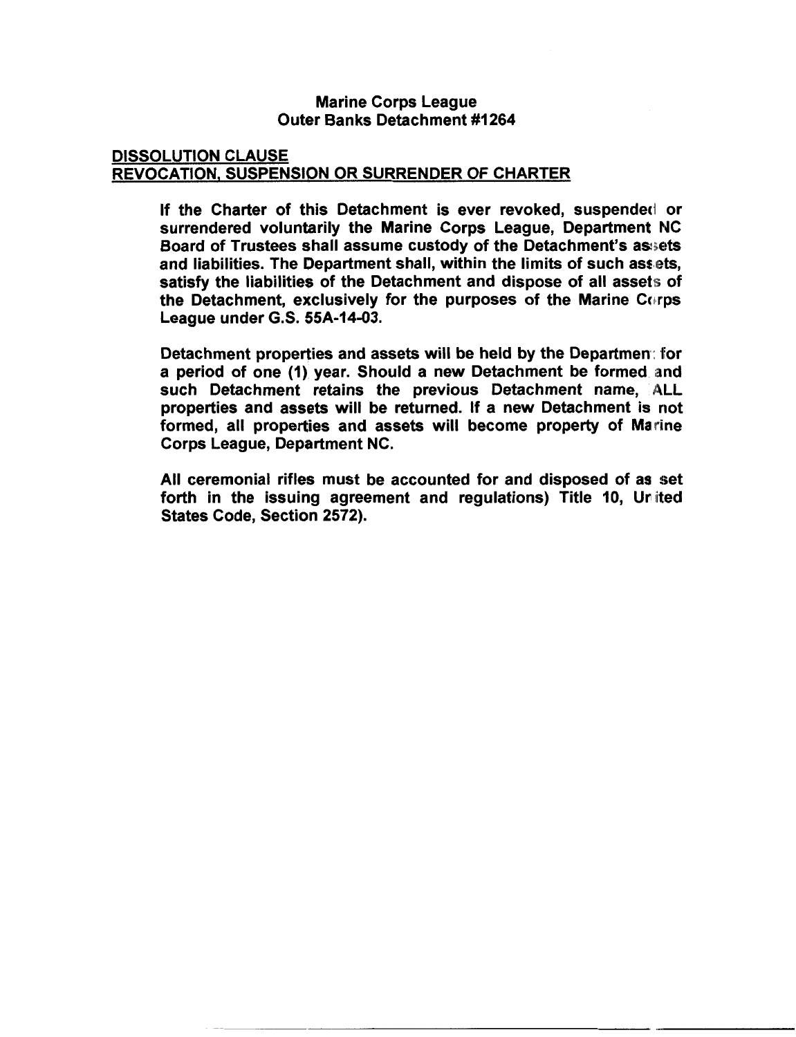**Marine Corps League**
**Outer Banks Detachment #1264**

**DISSOLUTION CLAUSE**
**REVOCATION, SUSPENSION OR SURRENDER OF CHARTER**

**If the Charter of this Detachment is ever revoked, suspended or surrendered voluntarily the Marine Corps League, Department NC Board of Trustees shall assume custody of the Detachment's assets and liabilities. The Department shall, within the limits of such assets, satisfy the liabilities of the Detachment and dispose of all assets of the Detachment, exclusively for the purposes of the Marine Corps League under G.S. 55A-14-03.**

**Detachment properties and assets will be held by the Department for a period of one (1) year. Should a new Detachment be formed and such Detachment retains the previous Detachment name, ALL properties and assets will be returned. If a new Detachment is not formed, all properties and assets will become property of Marine Corps League, Department NC.**

**All ceremonial rifles must be accounted for and disposed of as set forth in the issuing agreement and regulations) Title 10, United States Code, Section 2572).**